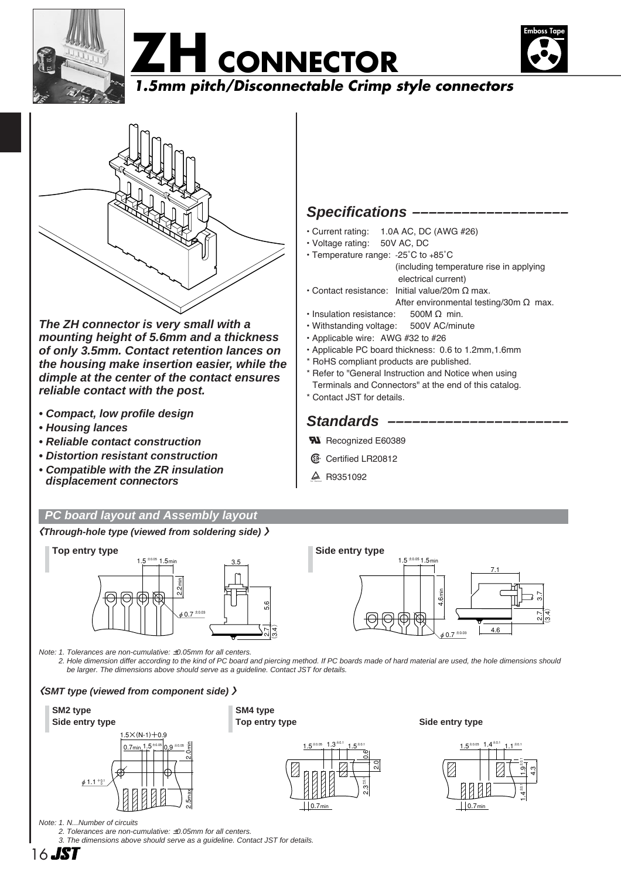# ZH CONNECTOR

### *1.5mm pitch/Disconnectable Crimp style connectors*

Emboss Tape

***The ZH connector is very small with a mounting height of 5.6mm and a thickness of only 3.5mm. Contact retention lances on the housing make insertion easier, while the dimple at the center of the contact ensures reliable contact with the post.***

- ***Compact, low profile design***
- ***Housing lances***
- ***Reliable contact construction***
- ***Distortion resistant construction***
- ***Compatible with the ZR insulation displacement connectors***

## *Specifications*

- Current rating: 1.0A AC, DC (AWG #26)
- Voltage rating: 50V AC, DC
- Temperature range: -25˚C to +85˚C (including temperature rise in applying electrical current)
- Contact resistance: Initial value/20m Ω max. After environmental testing/30m Ω max.
- Insulation resistance: 500M Ω min.
- Withstanding voltage: 500V AC/minute
- Applicable wire: AWG #32 to #26
- Applicable PC board thickness: 0.6 to 1.2mm,1.6mm

\* RoHS compliant products are published.
\* Refer to "General Instruction and Notice when using Terminals and Connectors" at the end of this catalog.
\* Contact JST for details.

## *Standards*

- Recognized E60389
- Certified LR20812
- R9351092

## *PC board layout and Assembly layout*

***《Through-hole type (viewed from soldering side) 》***

**Top entry type**

**Side entry type**

*Note: 1. Tolerances are non-cumulative: ±0.05mm for all centers.*
*2. Hole dimension differ according to the kind of PC board and piercing method. If PC boards made of hard material are used, the hole dimensions should be larger. The dimensions above should serve as a guideline. Contact JST for details.*

***《SMT type (viewed from component side) 》***

**SM2 type**
**Side entry type**

**SM4 type**
**Top entry type**

**Side entry type**

*Note: 1. N...Number of circuits*
*2. Tolerances are non-cumulative: ±0.05mm for all centers.*
*3. The dimensions above should serve as a guideline. Contact JST for details.*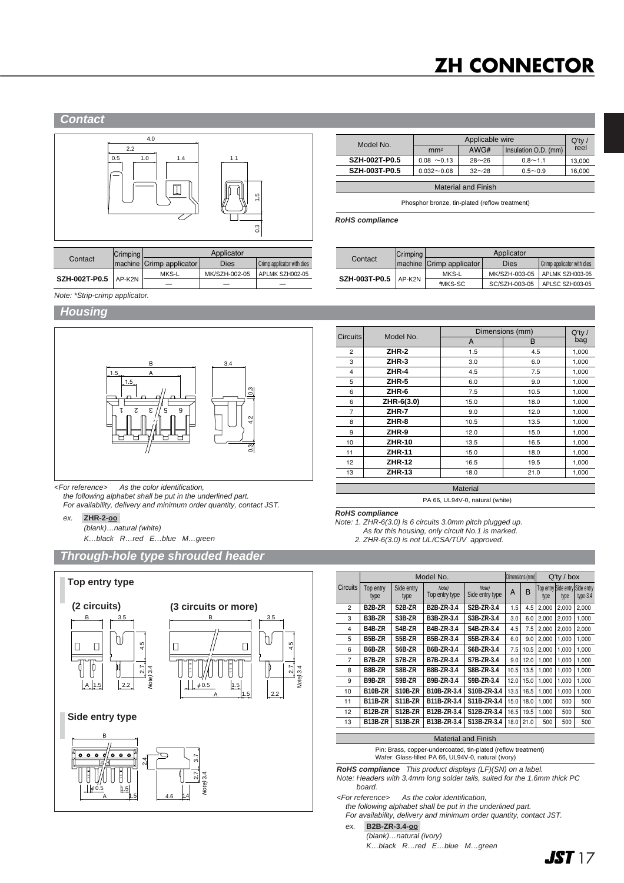# ZH CONNECTOR

## Contact

| Model No. | Applicable wire | | | Q'ty / reel |
|---|---|---|---|---|
| | mm² | AWG# | Insulation O.D. (mm) | |
| SZH-002T-P0.5 | 0.08 ～0.13 | 28～26 | 0.8～1.1 | 13,000 |
| SZH-003T-P0.5 | 0.032～0.08 | 32～28 | 0.5～0.9 | 16,000 |

| Material and Finish |
|---|
| Phosphor bronze, tin-plated (reflow treatment) |

***RoHS compliance***

| Contact | Crimping machine | Applicator | | |
|---|---|---|---|---|
| | | Crimp applicator | Dies | Crimp applicator with dies |
| SZH-002T-P0.5 | AP-K2N | MKS-L | MK/SZH-002-05 | APLMK SZH002-05 |
| | | — | — | — |

| Contact | Crimping machine | Applicator | | |
|---|---|---|---|---|
| | | Crimp applicator | Dies | Crimp applicator with dies |
| SZH-003T-P0.5 | AP-K2N | MKS-L | MK/SZH-003-05 | APLMK SZH003-05 |
| | | *MKS-SC | SC/SZH-003-05 | APLSC SZH003-05 |

*Note: \*Strip-crimp applicator.*

## Housing

| Circuits | Model No. | Dimensions (mm) | | Q'ty / bag |
|---|---|---|---|---|
| | | A | B | |
| 2 | ZHR-2 | 1.5 | 4.5 | 1,000 |
| 3 | ZHR-3 | 3.0 | 6.0 | 1,000 |
| 4 | ZHR-4 | 4.5 | 7.5 | 1,000 |
| 5 | ZHR-5 | 6.0 | 9.0 | 1,000 |
| 6 | ZHR-6 | 7.5 | 10.5 | 1,000 |
| 6 | ZHR-6(3.0) | 15.0 | 18.0 | 1,000 |
| 7 | ZHR-7 | 9.0 | 12.0 | 1,000 |
| 8 | ZHR-8 | 10.5 | 13.5 | 1,000 |
| 9 | ZHR-9 | 12.0 | 15.0 | 1,000 |
| 10 | ZHR-10 | 13.5 | 16.5 | 1,000 |
| 11 | ZHR-11 | 15.0 | 18.0 | 1,000 |
| 12 | ZHR-12 | 16.5 | 19.5 | 1,000 |
| 13 | ZHR-13 | 18.0 | 21.0 | 1,000 |

| Material |
|---|
| PA 66, UL94V-0, natural (white) |

*<For reference> As the color identification, the following alphabet shall be put in the underlined part. For availability, delivery and minimum order quantity, contact JST.*

*ex.* **ZHR-2-oo**
*(blank)…natural (white)*
*K…black R…red E…blue M…green*

***RoHS compliance***
*Note: 1. ZHR-6(3.0) is 6 circuits 3.0mm pitch plugged up. As for this housing, only circuit No.1 is marked.*
*2. ZHR-6(3.0) is not UL/CSA/TÜV approved.*

## Through-hole type shrouded header

**Top entry type**

**(2 circuits)** **(3 circuits or more)**

**Side entry type**

| Circuits | Model No. | | | | Dimensions (mm) | | Q'ty / box | | |
|---|---|---|---|---|---|---|---|---|---|
| | Top entry type | Side entry type | Note) Top entry type | Note) Side entry type | A | B | Top entry type | Side entry type | Side entry type-3.4 |
| 2 | B2B-ZR | S2B-ZR | B2B-ZR-3.4 | S2B-ZR-3.4 | 1.5 | 4.5 | 2,000 | 2,000 | 2,000 |
| 3 | B3B-ZR | S3B-ZR | B3B-ZR-3.4 | S3B-ZR-3.4 | 3.0 | 6.0 | 2,000 | 2,000 | 1,000 |
| 4 | B4B-ZR | S4B-ZR | B4B-ZR-3.4 | S4B-ZR-3.4 | 4.5 | 7.5 | 2,000 | 2,000 | 2,000 |
| 5 | B5B-ZR | S5B-ZR | B5B-ZR-3.4 | S5B-ZR-3.4 | 6.0 | 9.0 | 2,000 | 1,000 | 1,000 |
| 6 | B6B-ZR | S6B-ZR | B6B-ZR-3.4 | S6B-ZR-3.4 | 7.5 | 10.5 | 2,000 | 1,000 | 1,000 |
| 7 | B7B-ZR | S7B-ZR | B7B-ZR-3.4 | S7B-ZR-3.4 | 9.0 | 12.0 | 1,000 | 1,000 | 1,000 |
| 8 | B8B-ZR | S8B-ZR | B8B-ZR-3.4 | S8B-ZR-3.4 | 10.5 | 13.5 | 1,000 | 1,000 | 1,000 |
| 9 | B9B-ZR | S9B-ZR | B9B-ZR-3.4 | S9B-ZR-3.4 | 12.0 | 15.0 | 1,000 | 1,000 | 1,000 |
| 10 | B10B-ZR | S10B-ZR | B10B-ZR-3.4 | S10B-ZR-3.4 | 13.5 | 16.5 | 1,000 | 1,000 | 1,000 |
| 11 | B11B-ZR | S11B-ZR | B11B-ZR-3.4 | S11B-ZR-3.4 | 15.0 | 18.0 | 1,000 | 500 | 500 |
| 12 | B12B-ZR | S12B-ZR | B12B-ZR-3.4 | S12B-ZR-3.4 | 16.5 | 19.5 | 1,000 | 500 | 500 |
| 13 | B13B-ZR | S13B-ZR | B13B-ZR-3.4 | S13B-ZR-3.4 | 18.0 | 21.0 | 500 | 500 | 500 |

| Material and Finish |
|---|
| Pin: Brass, copper-undercoated, tin-plated (reflow treatment) Wafer: Glass-filled PA 66, UL94V-0, natural (ivory) |

***RoHS compliance*** *This product displays (LF)(SN) on a label.*
*Note: Headers with 3.4mm long solder tails, suited for the 1.6mm thick PC board.*

*<For reference> As the color identification, the following alphabet shall be put in the underlined part. For availability, delivery and minimum order quantity, contact JST.*

*ex.* **B2B-ZR-3.4-oo**
*(blank)…natural (ivory)*
*K…black R…red E…blue M…green*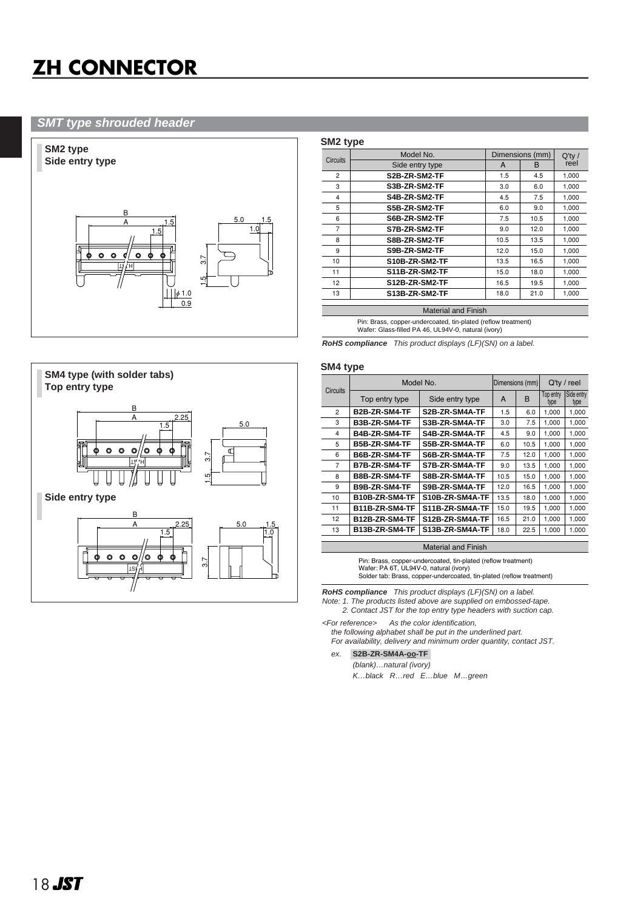# ZH CONNECTOR

## SMT type shrouded header

### SM2 type
### Side entry type

### SM2 type

| Circuits | Model No. | Dimensions (mm) | | Q'ty / reel |
|---|---|---|---|---|
| | Side entry type | A | B | |
| 2 | S2B-ZR-SM2-TF | 1.5 | 4.5 | 1,000 |
| 3 | S3B-ZR-SM2-TF | 3.0 | 6.0 | 1,000 |
| 4 | S4B-ZR-SM2-TF | 4.5 | 7.5 | 1,000 |
| 5 | S5B-ZR-SM2-TF | 6.0 | 9.0 | 1,000 |
| 6 | S6B-ZR-SM2-TF | 7.5 | 10.5 | 1,000 |
| 7 | S7B-ZR-SM2-TF | 9.0 | 12.0 | 1,000 |
| 8 | S8B-ZR-SM2-TF | 10.5 | 13.5 | 1,000 |
| 9 | S9B-ZR-SM2-TF | 12.0 | 15.0 | 1,000 |
| 10 | S10B-ZR-SM2-TF | 13.5 | 16.5 | 1,000 |
| 11 | S11B-ZR-SM2-TF | 15.0 | 18.0 | 1,000 |
| 12 | S12B-ZR-SM2-TF | 16.5 | 19.5 | 1,000 |
| 13 | S13B-ZR-SM2-TF | 18.0 | 21.0 | 1,000 |

**Material and Finish**

Pin: Brass, copper-undercoated, tin-plated (reflow treatment)
Wafer: Glass-filled PA 46, UL94V-0, natural (ivory)

***RoHS compliance*** *This product displays (LF)(SN) on a label.*

### SM4 type (with solder tabs)
### Top entry type

### Side entry type

### SM4 type

| Circuits | Model No. | | Dimensions (mm) | | Q'ty / reel | |
|---|---|---|---|---|---|---|
| | Top entry type | Side entry type | A | B | Top entry type | Side entry type |
| 2 | B2B-ZR-SM4-TF | S2B-ZR-SM4A-TF | 1.5 | 6.0 | 1,000 | 1,000 |
| 3 | B3B-ZR-SM4-TF | S3B-ZR-SM4A-TF | 3.0 | 7.5 | 1,000 | 1,000 |
| 4 | B4B-ZR-SM4-TF | S4B-ZR-SM4A-TF | 4.5 | 9.0 | 1,000 | 1,000 |
| 5 | B5B-ZR-SM4-TF | S5B-ZR-SM4A-TF | 6.0 | 10.5 | 1,000 | 1,000 |
| 6 | B6B-ZR-SM4-TF | S6B-ZR-SM4A-TF | 7.5 | 12.0 | 1,000 | 1,000 |
| 7 | B7B-ZR-SM4-TF | S7B-ZR-SM4A-TF | 9.0 | 13.5 | 1,000 | 1,000 |
| 8 | B8B-ZR-SM4-TF | S8B-ZR-SM4A-TF | 10.5 | 15.0 | 1,000 | 1,000 |
| 9 | B9B-ZR-SM4-TF | S9B-ZR-SM4A-TF | 12.0 | 16.5 | 1,000 | 1,000 |
| 10 | B10B-ZR-SM4-TF | S10B-ZR-SM4A-TF | 13.5 | 18.0 | 1,000 | 1,000 |
| 11 | B11B-ZR-SM4-TF | S11B-ZR-SM4A-TF | 15.0 | 19.5 | 1,000 | 1,000 |
| 12 | B12B-ZR-SM4-TF | S12B-ZR-SM4A-TF | 16.5 | 21.0 | 1,000 | 1,000 |
| 13 | B13B-ZR-SM4-TF | S13B-ZR-SM4A-TF | 18.0 | 22.5 | 1,000 | 1,000 |

**Material and Finish**

Pin: Brass, copper-undercoated, tin-plated (reflow treatment)
Wafer: PA 6T, UL94V-0, natural (ivory)
Solder tab: Brass, copper-undercoated, tin-plated (reflow treatment)

***RoHS compliance*** *This product displays (LF)(SN) on a label.*

*Note: 1. The products listed above are supplied on embossed-tape.*
*2. Contact JST for the top entry type headers with suction cap.*

*<For reference> As the color identification, the following alphabet shall be put in the underlined part. For availability, delivery and minimum order quantity, contact JST.*

*ex.* **S2B-ZR-SM4A-oo-TF**

*(blank)…natural (ivory)*

*K…black R…red E…blue M…green*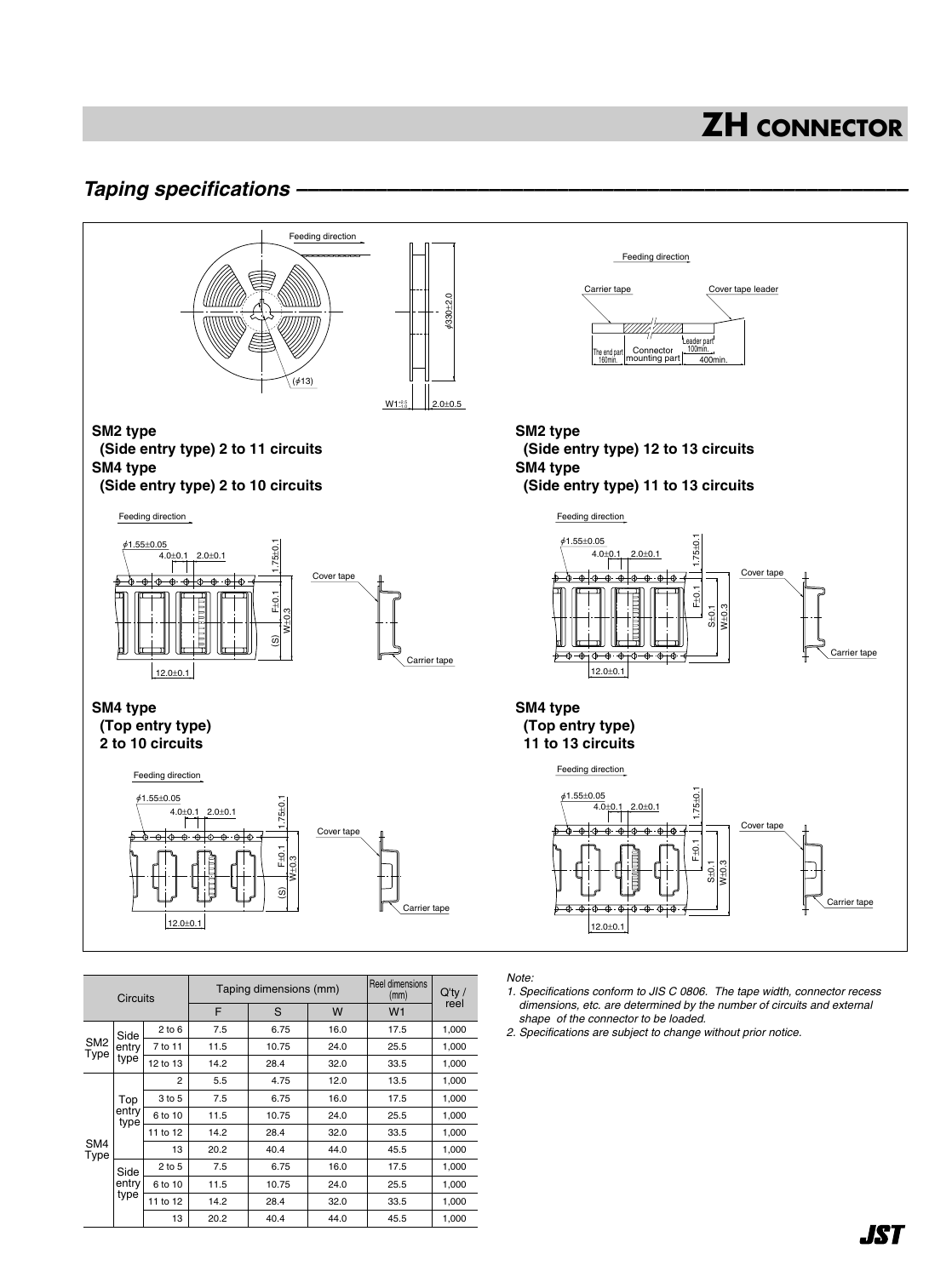## ZH CONNECTOR

### Taping specifications

Feeding direction

ϕ330±2.0

(ϕ13)

W1

2.0±0.5

Feeding direction

Carrier tape

Cover tape leader

The end part 160min.

Connector mounting part

Leader part 100min.

400min.

**SM2 type**
**(Side entry type) 2 to 11 circuits**
**SM4 type**
**(Side entry type) 2 to 10 circuits**

Feeding direction

ϕ1.55±0.05

4.0±0.1

2.0±0.1

1.75±0.1

F±0.1

W±0.3

(S)

12.0±0.1

Cover tape

Carrier tape

**SM2 type**
**(Side entry type) 12 to 13 circuits**
**SM4 type**
**(Side entry type) 11 to 13 circuits**

Feeding direction

ϕ1.55±0.05

4.0±0.1

2.0±0.1

1.75±0.1

F±0.1

S±0.1

W±0.3

12.0±0.1

Cover tape

Carrier tape

**SM4 type**
**(Top entry type)**
**2 to 10 circuits**

Feeding direction

ϕ1.55±0.05

4.0±0.1

2.0±0.1

1.75±0.1

F±0.1

W±0.3

(S)

12.0±0.1

Cover tape

Carrier tape

**SM4 type**
**(Top entry type)**
**11 to 13 circuits**

Feeding direction

ϕ1.55±0.05

4.0±0.1

2.0±0.1

1.75±0.1

F±0.1

S±0.1

W±0.3

12.0±0.1

Cover tape

Carrier tape

| Circuits | | | Taping dimensions (mm) | | | Reel dimensions (mm) | Q'ty / reel |
|---|---|---|---|---|---|---|---|
| | | | F | S | W | W1 | |
| SM2 Type | Side entry type | 2 to 6 | 7.5 | 6.75 | 16.0 | 17.5 | 1,000 |
| | | 7 to 11 | 11.5 | 10.75 | 24.0 | 25.5 | 1,000 |
| | | 12 to 13 | 14.2 | 28.4 | 32.0 | 33.5 | 1,000 |
| SM4 Type | Top entry type | 2 | 5.5 | 4.75 | 12.0 | 13.5 | 1,000 |
| | | 3 to 5 | 7.5 | 6.75 | 16.0 | 17.5 | 1,000 |
| | | 6 to 10 | 11.5 | 10.75 | 24.0 | 25.5 | 1,000 |
| | | 11 to 12 | 14.2 | 28.4 | 32.0 | 33.5 | 1,000 |
| | | 13 | 20.2 | 40.4 | 44.0 | 45.5 | 1,000 |
| | Side entry type | 2 to 5 | 7.5 | 6.75 | 16.0 | 17.5 | 1,000 |
| | | 6 to 10 | 11.5 | 10.75 | 24.0 | 25.5 | 1,000 |
| | | 11 to 12 | 14.2 | 28.4 | 32.0 | 33.5 | 1,000 |
| | | 13 | 20.2 | 40.4 | 44.0 | 45.5 | 1,000 |

*Note:*

*1. Specifications conform to JIS C 0806. The tape width, connector recess dimensions, etc. are determined by the number of circuits and external shape of the connector to be loaded.*

*2. Specifications are subject to change without prior notice.*